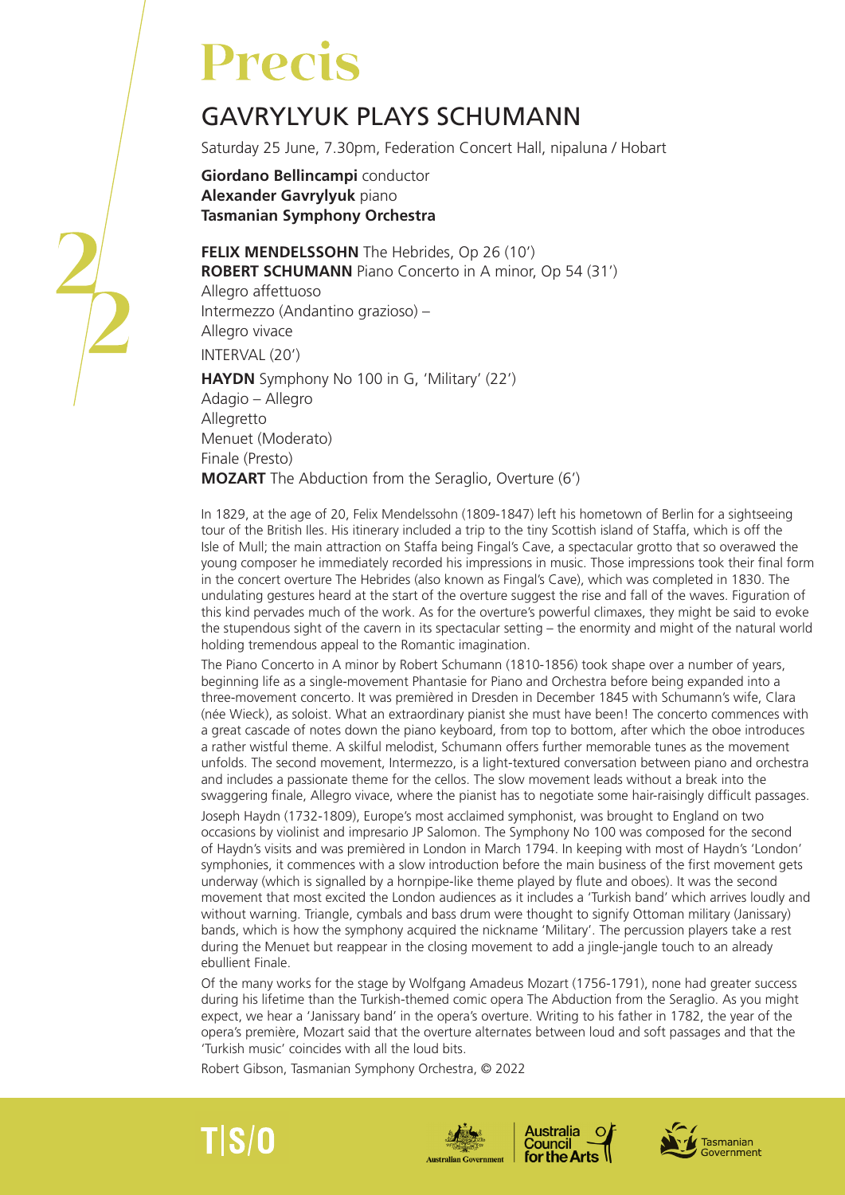# Precis

## GAVRYLYUK PLAYS SCHUMANN

Saturday 25 June, 7.30pm, Federation Concert Hall, nipaluna / Hobart

**Giordano Bellincampi** conductor
**Alexander Gavrylyuk** piano
**Tasmanian Symphony Orchestra**

**FELIX MENDELSSOHN** The Hebrides, Op 26 (10')
**ROBERT SCHUMANN** Piano Concerto in A minor, Op 54 (31')
Allegro affettuoso
Intermezzo (Andantino grazioso) –
Allegro vivace

INTERVAL (20')

**HAYDN** Symphony No 100 in G, 'Military' (22')
Adagio – Allegro
Allegretto
Menuet (Moderato)
Finale (Presto)
**MOZART** The Abduction from the Seraglio, Overture (6')

In 1829, at the age of 20, Felix Mendelssohn (1809-1847) left his hometown of Berlin for a sightseeing tour of the British Iles. His itinerary included a trip to the tiny Scottish island of Staffa, which is off the Isle of Mull; the main attraction on Staffa being Fingal's Cave, a spectacular grotto that so overawed the young composer he immediately recorded his impressions in music. Those impressions took their final form in the concert overture The Hebrides (also known as Fingal's Cave), which was completed in 1830. The undulating gestures heard at the start of the overture suggest the rise and fall of the waves. Figuration of this kind pervades much of the work. As for the overture's powerful climaxes, they might be said to evoke the stupendous sight of the cavern in its spectacular setting – the enormity and might of the natural world holding tremendous appeal to the Romantic imagination.

The Piano Concerto in A minor by Robert Schumann (1810-1856) took shape over a number of years, beginning life as a single-movement Phantasie for Piano and Orchestra before being expanded into a three-movement concerto. It was premièred in Dresden in December 1845 with Schumann's wife, Clara (née Wieck), as soloist. What an extraordinary pianist she must have been! The concerto commences with a great cascade of notes down the piano keyboard, from top to bottom, after which the oboe introduces a rather wistful theme. A skilful melodist, Schumann offers further memorable tunes as the movement unfolds. The second movement, Intermezzo, is a light-textured conversation between piano and orchestra and includes a passionate theme for the cellos. The slow movement leads without a break into the swaggering finale, Allegro vivace, where the pianist has to negotiate some hair-raisingly difficult passages.

Joseph Haydn (1732-1809), Europe's most acclaimed symphonist, was brought to England on two occasions by violinist and impresario JP Salomon. The Symphony No 100 was composed for the second of Haydn's visits and was premièred in London in March 1794. In keeping with most of Haydn's 'London' symphonies, it commences with a slow introduction before the main business of the first movement gets underway (which is signalled by a hornpipe-like theme played by flute and oboes). It was the second movement that most excited the London audiences as it includes a 'Turkish band' which arrives loudly and without warning. Triangle, cymbals and bass drum were thought to signify Ottoman military (Janissary) bands, which is how the symphony acquired the nickname 'Military'. The percussion players take a rest during the Menuet but reappear in the closing movement to add a jingle-jangle touch to an already ebullient Finale.

Of the many works for the stage by Wolfgang Amadeus Mozart (1756-1791), none had greater success during his lifetime than the Turkish-themed comic opera The Abduction from the Seraglio. As you might expect, we hear a 'Janissary band' in the opera's overture. Writing to his father in 1782, the year of the opera's première, Mozart said that the overture alternates between loud and soft passages and that the 'Turkish music' coincides with all the loud bits.

Robert Gibson, Tasmanian Symphony Orchestra, © 2022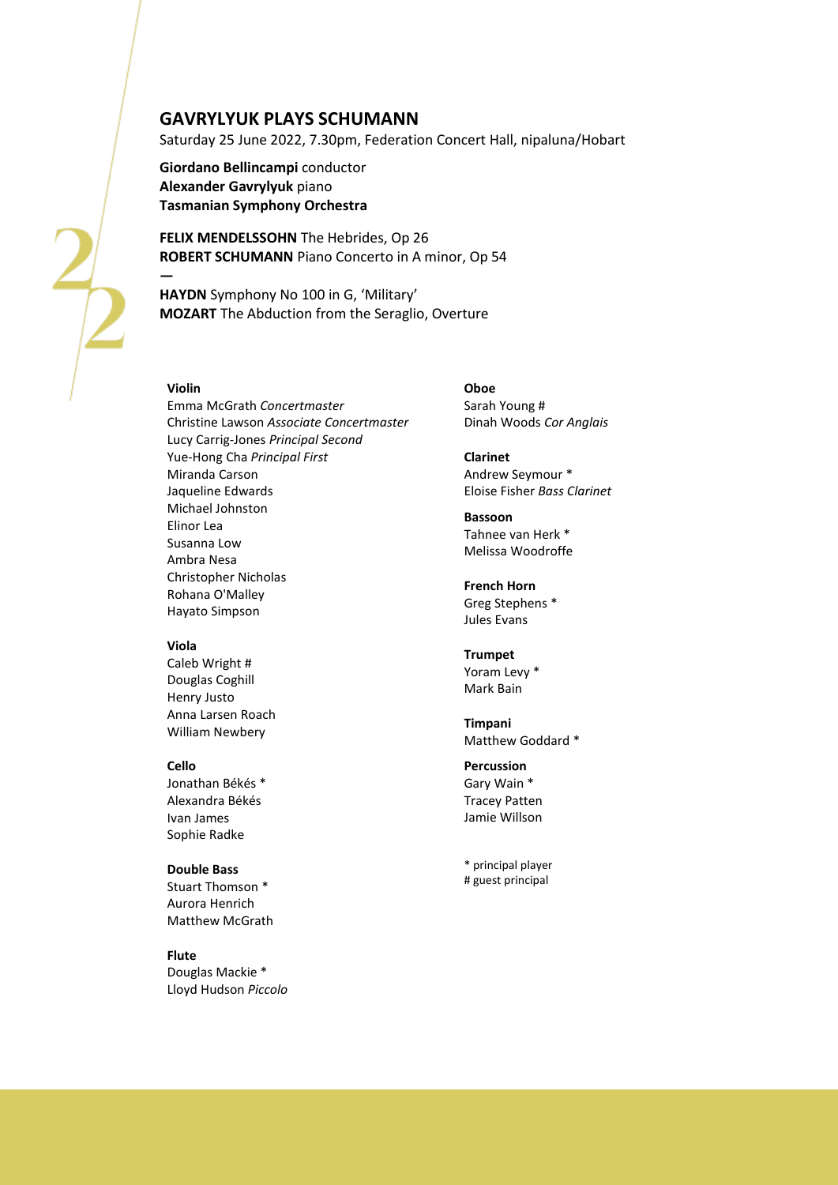## GAVRYLYUK PLAYS SCHUMANN

Saturday 25 June 2022, 7.30pm, Federation Concert Hall, nipaluna/Hobart

**Giordano Bellincampi** conductor
**Alexander Gavrylyuk** piano
**Tasmanian Symphony Orchestra**

**FELIX MENDELSSOHN** The Hebrides, Op 26
**ROBERT SCHUMANN** Piano Concerto in A minor, Op 54
—
**HAYDN** Symphony No 100 in G, 'Military'
**MOZART** The Abduction from the Seraglio, Overture

**Violin**
Emma McGrath *Concertmaster*
Christine Lawson *Associate Concertmaster*
Lucy Carrig-Jones *Principal Second*
Yue-Hong Cha *Principal First*
Miranda Carson
Jaqueline Edwards
Michael Johnston
Elinor Lea
Susanna Low
Ambra Nesa
Christopher Nicholas
Rohana O'Malley
Hayato Simpson

**Viola**
Caleb Wright #
Douglas Coghill
Henry Justo
Anna Larsen Roach
William Newbery

**Cello**
Jonathan Békés *
Alexandra Békés
Ivan James
Sophie Radke

**Double Bass**
Stuart Thomson *
Aurora Henrich
Matthew McGrath

**Flute**
Douglas Mackie *
Lloyd Hudson *Piccolo*

**Oboe**
Sarah Young #
Dinah Woods *Cor Anglais*

**Clarinet**
Andrew Seymour *
Eloise Fisher *Bass Clarinet*

**Bassoon**
Tahnee van Herk *
Melissa Woodroffe

**French Horn**
Greg Stephens *
Jules Evans

**Trumpet**
Yoram Levy *
Mark Bain

**Timpani**
Matthew Goddard *

**Percussion**
Gary Wain *
Tracey Patten
Jamie Willson

* principal player
# guest principal